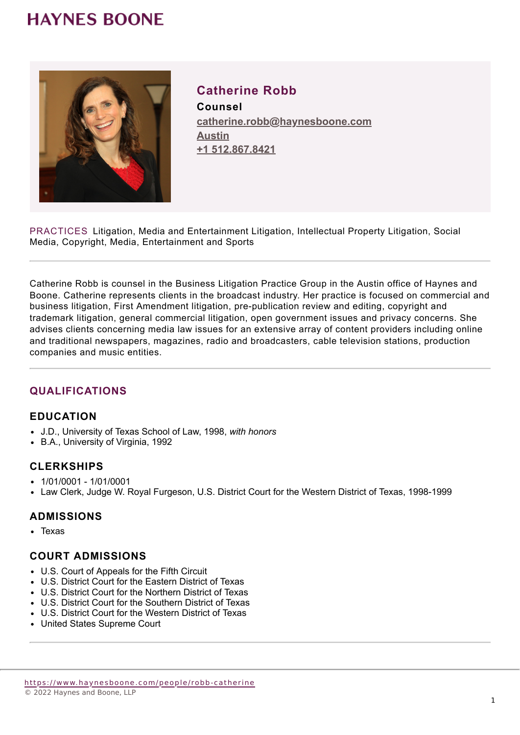# HAYNES BOONE

## Catherine Robb

**Counsel**

catherine.robb@haynesboone.com

Austin

+1 512.867.8421

PRACTICES Litigation, Media and Entertainment Litigation, Intellectual Property Litigation, Social Media, Copyright, Media, Entertainment and Sports

---

Catherine Robb is counsel in the Business Litigation Practice Group in the Austin office of Haynes and Boone. Catherine represents clients in the broadcast industry. Her practice is focused on commercial and business litigation, First Amendment litigation, pre-publication review and editing, copyright and trademark litigation, general commercial litigation, open government issues and privacy concerns. She advises clients concerning media law issues for an extensive array of content providers including online and traditional newspapers, magazines, radio and broadcasters, cable television stations, production companies and music entities.

---

## QUALIFICATIONS

### EDUCATION

- J.D., University of Texas School of Law, 1998, *with honors*
- B.A., University of Virginia, 1992

### CLERKSHIPS

- 1/01/0001 - 1/01/0001
- Law Clerk, Judge W. Royal Furgeson, U.S. District Court for the Western District of Texas, 1998-1999

### ADMISSIONS

- Texas

### COURT ADMISSIONS

- U.S. Court of Appeals for the Fifth Circuit
- U.S. District Court for the Eastern District of Texas
- U.S. District Court for the Northern District of Texas
- U.S. District Court for the Southern District of Texas
- U.S. District Court for the Western District of Texas
- United States Supreme Court

---

https://www.haynesboone.com/people/robb-catherine

© 2022 Haynes and Boone, LLP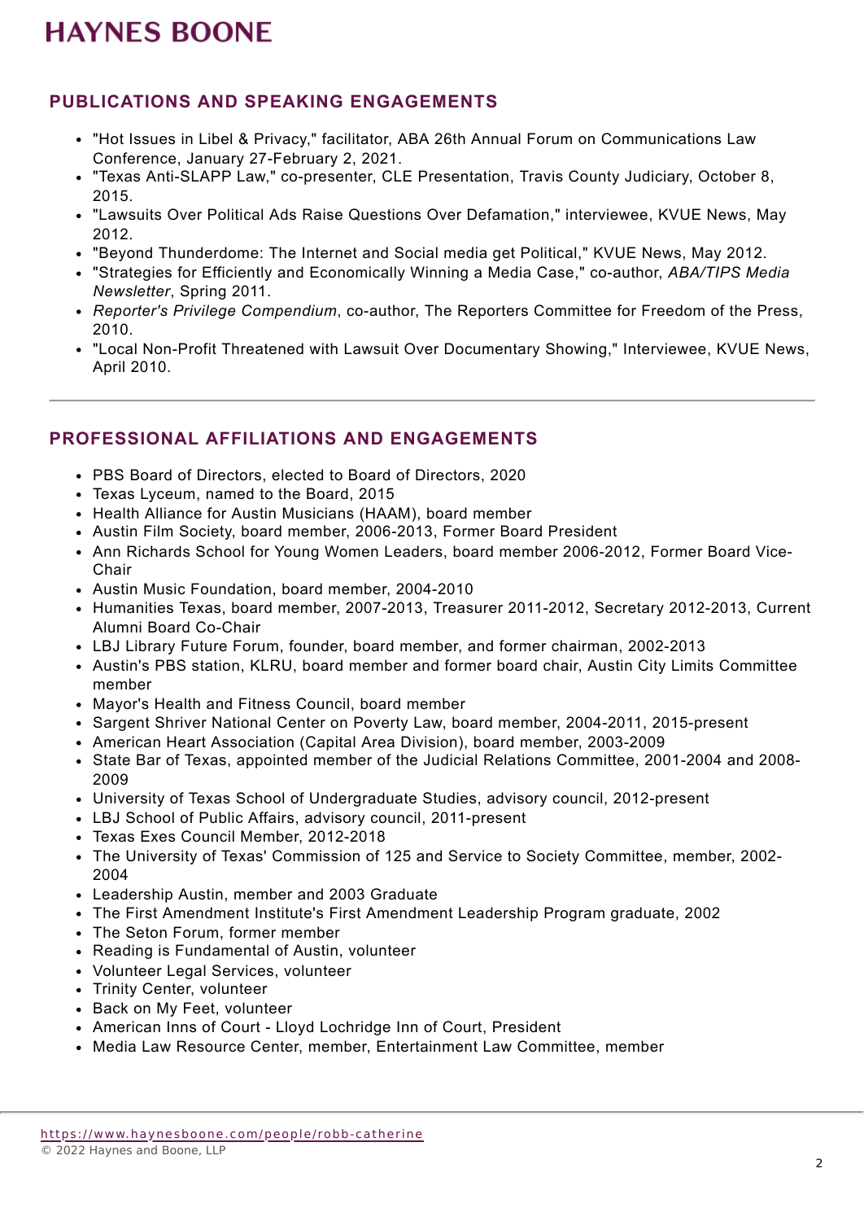## PUBLICATIONS AND SPEAKING ENGAGEMENTS

- "Hot Issues in Libel & Privacy," facilitator, ABA 26th Annual Forum on Communications Law Conference, January 27-February 2, 2021.
- "Texas Anti-SLAPP Law," co-presenter, CLE Presentation, Travis County Judiciary, October 8, 2015.
- "Lawsuits Over Political Ads Raise Questions Over Defamation," interviewee, KVUE News, May 2012.
- "Beyond Thunderdome: The Internet and Social media get Political," KVUE News, May 2012.
- "Strategies for Efficiently and Economically Winning a Media Case," co-author, *ABA/TIPS Media Newsletter*, Spring 2011.
- *Reporter's Privilege Compendium*, co-author, The Reporters Committee for Freedom of the Press, 2010.
- "Local Non-Profit Threatened with Lawsuit Over Documentary Showing," Interviewee, KVUE News, April 2010.

---

## PROFESSIONAL AFFILIATIONS AND ENGAGEMENTS

- PBS Board of Directors, elected to Board of Directors, 2020
- Texas Lyceum, named to the Board, 2015
- Health Alliance for Austin Musicians (HAAM), board member
- Austin Film Society, board member, 2006-2013, Former Board President
- Ann Richards School for Young Women Leaders, board member 2006-2012, Former Board Vice-Chair
- Austin Music Foundation, board member, 2004-2010
- Humanities Texas, board member, 2007-2013, Treasurer 2011-2012, Secretary 2012-2013, Current Alumni Board Co-Chair
- LBJ Library Future Forum, founder, board member, and former chairman, 2002-2013
- Austin's PBS station, KLRU, board member and former board chair, Austin City Limits Committee member
- Mayor's Health and Fitness Council, board member
- Sargent Shriver National Center on Poverty Law, board member, 2004-2011, 2015-present
- American Heart Association (Capital Area Division), board member, 2003-2009
- State Bar of Texas, appointed member of the Judicial Relations Committee, 2001-2004 and 2008-2009
- University of Texas School of Undergraduate Studies, advisory council, 2012-present
- LBJ School of Public Affairs, advisory council, 2011-present
- Texas Exes Council Member, 2012-2018
- The University of Texas' Commission of 125 and Service to Society Committee, member, 2002-2004
- Leadership Austin, member and 2003 Graduate
- The First Amendment Institute's First Amendment Leadership Program graduate, 2002
- The Seton Forum, former member
- Reading is Fundamental of Austin, volunteer
- Volunteer Legal Services, volunteer
- Trinity Center, volunteer
- Back on My Feet, volunteer
- American Inns of Court - Lloyd Lochridge Inn of Court, President
- Media Law Resource Center, member, Entertainment Law Committee, member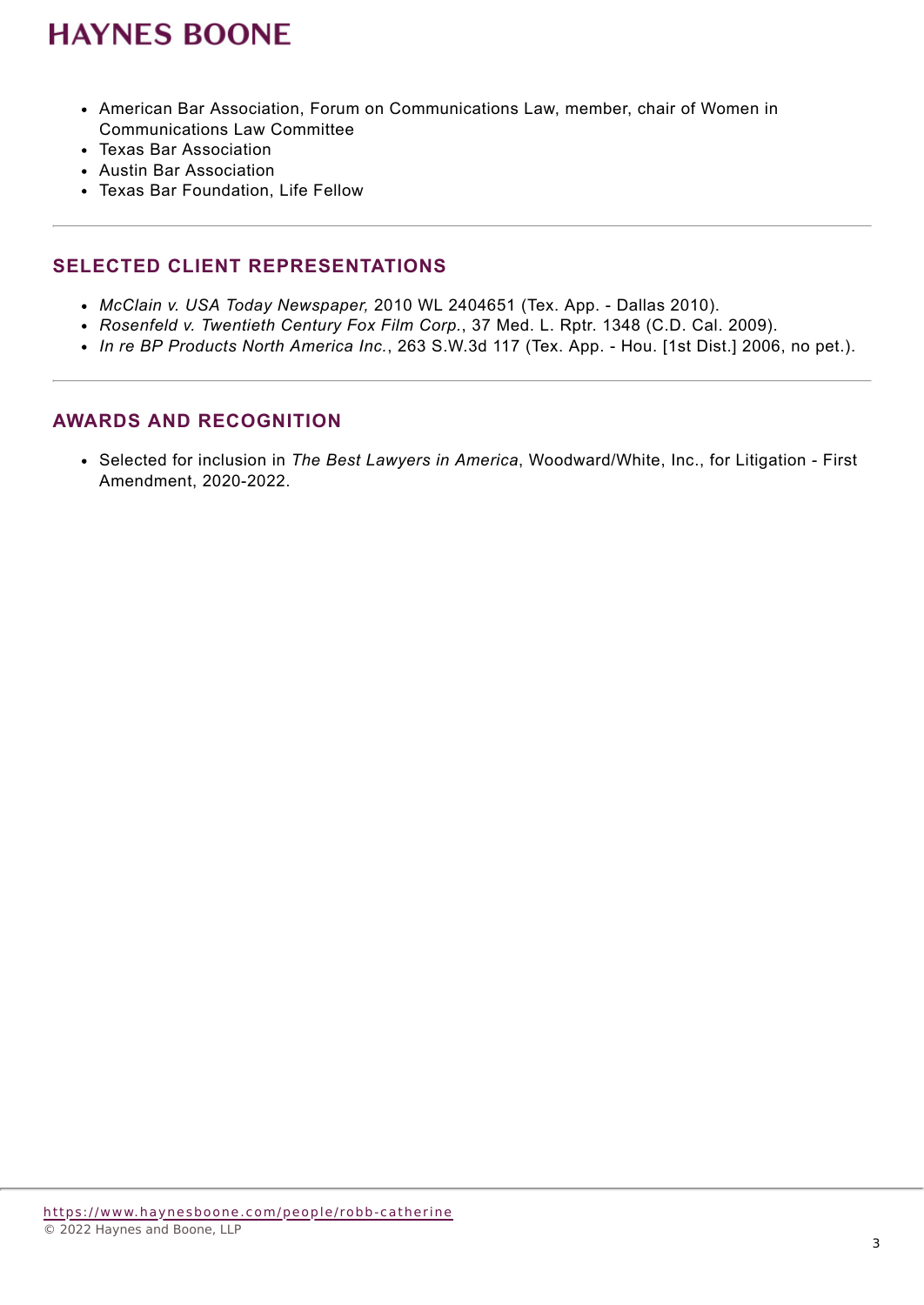- American Bar Association, Forum on Communications Law, member, chair of Women in Communications Law Committee
- Texas Bar Association
- Austin Bar Association
- Texas Bar Foundation, Life Fellow

## SELECTED CLIENT REPRESENTATIONS

- *McClain v. USA Today Newspaper,* 2010 WL 2404651 (Tex. App. - Dallas 2010).
- *Rosenfeld v. Twentieth Century Fox Film Corp.*, 37 Med. L. Rptr. 1348 (C.D. Cal. 2009).
- *In re BP Products North America Inc.*, 263 S.W.3d 117 (Tex. App. - Hou. [1st Dist.] 2006, no pet.).

## AWARDS AND RECOGNITION

- Selected for inclusion in *The Best Lawyers in America*, Woodward/White, Inc., for Litigation - First Amendment, 2020-2022.